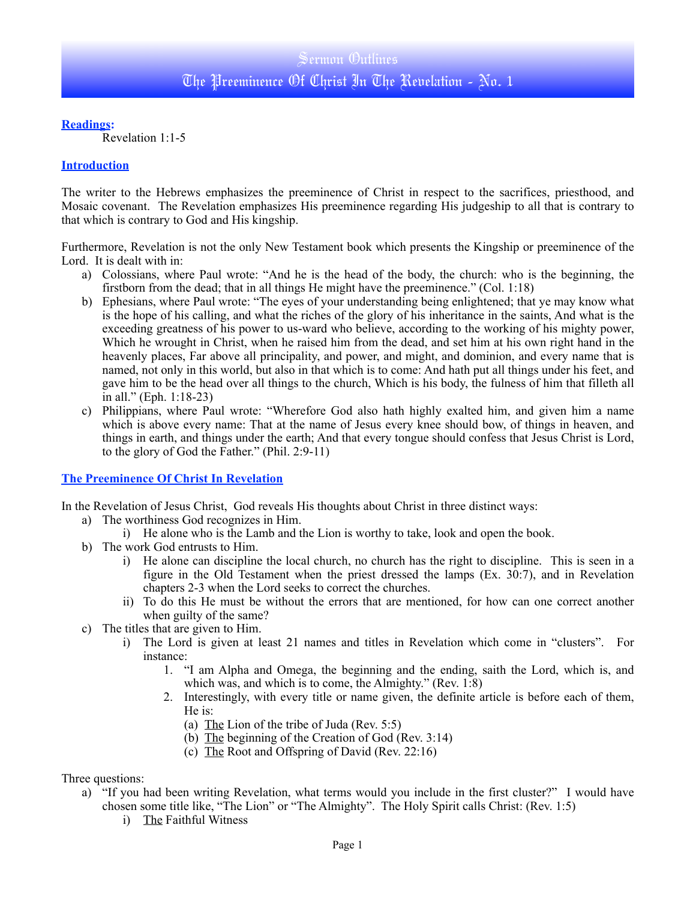# Sermon Outlines
# The Preeminence Of Christ In The Revelation - No. 1

**Readings:**

Revelation 1:1-5

## Introduction

The writer to the Hebrews emphasizes the preeminence of Christ in respect to the sacrifices, priesthood, and Mosaic covenant. The Revelation emphasizes His preeminence regarding His judgeship to all that is contrary to that which is contrary to God and His kingship.

Furthermore, Revelation is not the only New Testament book which presents the Kingship or preeminence of the Lord. It is dealt with in:

a) Colossians, where Paul wrote: “And he is the head of the body, the church: who is the beginning, the firstborn from the dead; that in all things He might have the preeminence.” (Col. 1:18)
b) Ephesians, where Paul wrote: “The eyes of your understanding being enlightened; that ye may know what is the hope of his calling, and what the riches of the glory of his inheritance in the saints, And what is the exceeding greatness of his power to us-ward who believe, according to the working of his mighty power, Which he wrought in Christ, when he raised him from the dead, and set him at his own right hand in the heavenly places, Far above all principality, and power, and might, and dominion, and every name that is named, not only in this world, but also in that which is to come: And hath put all things under his feet, and gave him to be the head over all things to the church, Which is his body, the fulness of him that filleth all in all.” (Eph. 1:18-23)
c) Philippians, where Paul wrote: “Wherefore God also hath highly exalted him, and given him a name which is above every name: That at the name of Jesus every knee should bow, of things in heaven, and things in earth, and things under the earth; And that every tongue should confess that Jesus Christ is Lord, to the glory of God the Father.” (Phil. 2:9-11)

## The Preeminence Of Christ In Revelation

In the Revelation of Jesus Christ, God reveals His thoughts about Christ in three distinct ways:

a) The worthiness God recognizes in Him.
    i) He alone who is the Lamb and the Lion is worthy to take, look and open the book.
b) The work God entrusts to Him.
    i) He alone can discipline the local church, no church has the right to discipline. This is seen in a figure in the Old Testament when the priest dressed the lamps (Ex. 30:7), and in Revelation chapters 2-3 when the Lord seeks to correct the churches.
    ii) To do this He must be without the errors that are mentioned, for how can one correct another when guilty of the same?
c) The titles that are given to Him.
    i) The Lord is given at least 21 names and titles in Revelation which come in “clusters”. For instance:
        1. “I am Alpha and Omega, the beginning and the ending, saith the Lord, which is, and which was, and which is to come, the Almighty.” (Rev. 1:8)
        2. Interestingly, with every title or name given, the definite article is before each of them, He is:
            (a) <u>The</u> Lion of the tribe of Juda (Rev. 5:5)
            (b) <u>The</u> beginning of the Creation of God (Rev. 3:14)
            (c) <u>The</u> Root and Offspring of David (Rev. 22:16)

Three questions:

a) “If you had been writing Revelation, what terms would you include in the first cluster?” I would have chosen some title like, “The Lion” or “The Almighty”. The Holy Spirit calls Christ: (Rev. 1:5)
    i) <u>The</u> Faithful Witness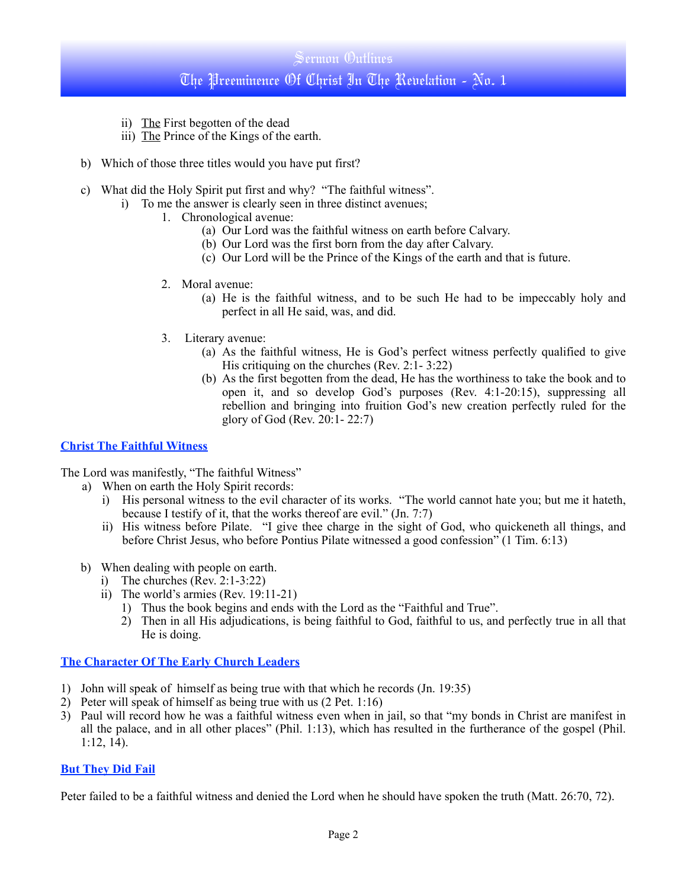ii) <u>The</u> First begotten of the dead
iii) <u>The</u> Prince of the Kings of the earth.

b) Which of those three titles would you have put first?

c) What did the Holy Spirit put first and why? "The faithful witness".
   i) To me the answer is clearly seen in three distinct avenues;
      1. Chronological avenue:
         (a) Our Lord was the faithful witness on earth before Calvary.
         (b) Our Lord was the first born from the day after Calvary.
         (c) Our Lord will be the Prince of the Kings of the earth and that is future.

      2. Moral avenue:
         (a) He is the faithful witness, and to be such He had to be impeccably holy and perfect in all He said, was, and did.

      3. Literary avenue:
         (a) As the faithful witness, He is God's perfect witness perfectly qualified to give His critiquing on the churches (Rev. 2:1- 3:22)
         (b) As the first begotten from the dead, He has the worthiness to take the book and to open it, and so develop God's purposes (Rev. 4:1-20:15), suppressing all rebellion and bringing into fruition God's new creation perfectly ruled for the glory of God (Rev. 20:1- 22:7)

## Christ The Faithful Witness

The Lord was manifestly, "The faithful Witness"

a) When on earth the Holy Spirit records:
   i) His personal witness to the evil character of its works. "The world cannot hate you; but me it hateth, because I testify of it, that the works thereof are evil." (Jn. 7:7)
   ii) His witness before Pilate. "I give thee charge in the sight of God, who quickeneth all things, and before Christ Jesus, who before Pontius Pilate witnessed a good confession" (1 Tim. 6:13)

b) When dealing with people on earth.
   i) The churches (Rev. 2:1-3:22)
   ii) The world's armies (Rev. 19:11-21)
      1) Thus the book begins and ends with the Lord as the "Faithful and True".
      2) Then in all His adjudications, is being faithful to God, faithful to us, and perfectly true in all that He is doing.

## The Character Of The Early Church Leaders

1) John will speak of himself as being true with that which he records (Jn. 19:35)
2) Peter will speak of himself as being true with us (2 Pet. 1:16)
3) Paul will record how he was a faithful witness even when in jail, so that "my bonds in Christ are manifest in all the palace, and in all other places" (Phil. 1:13), which has resulted in the furtherance of the gospel (Phil. 1:12, 14).

## But They Did Fail

Peter failed to be a faithful witness and denied the Lord when he should have spoken the truth (Matt. 26:70, 72).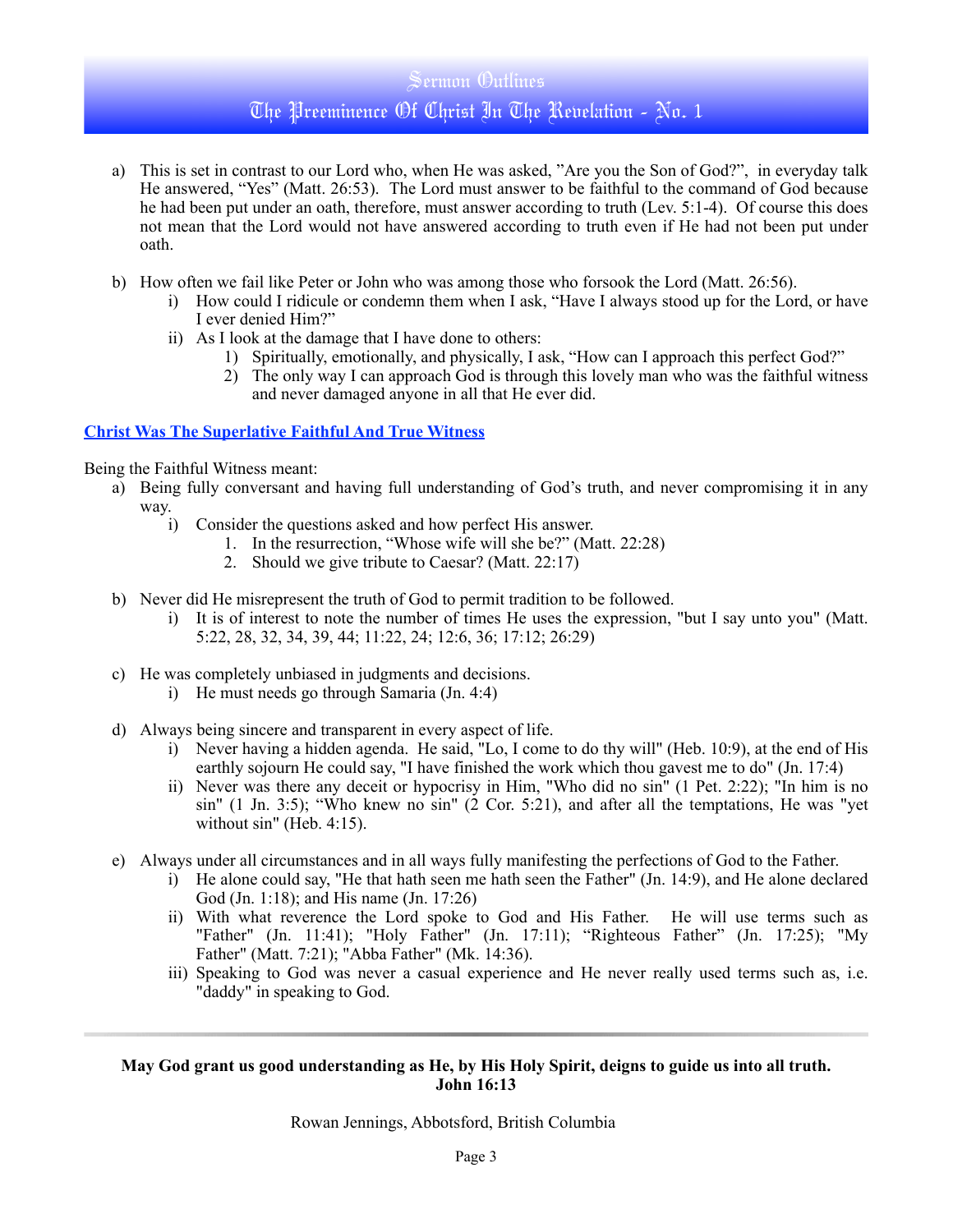a) This is set in contrast to our Lord who, when He was asked, "Are you the Son of God?", in everyday talk He answered, "Yes" (Matt. 26:53). The Lord must answer to be faithful to the command of God because he had been put under an oath, therefore, must answer according to truth (Lev. 5:1-4). Of course this does not mean that the Lord would not have answered according to truth even if He had not been put under oath.

b) How often we fail like Peter or John who was among those who forsook the Lord (Matt. 26:56).
   i) How could I ridicule or condemn them when I ask, "Have I always stood up for the Lord, or have I ever denied Him?"
   ii) As I look at the damage that I have done to others:
      1) Spiritually, emotionally, and physically, I ask, "How can I approach this perfect God?"
      2) The only way I can approach God is through this lovely man who was the faithful witness and never damaged anyone in all that He ever did.

## Christ Was The Superlative Faithful And True Witness

Being the Faithful Witness meant:

a) Being fully conversant and having full understanding of God's truth, and never compromising it in any way.
   i) Consider the questions asked and how perfect His answer.
      1. In the resurrection, "Whose wife will she be?" (Matt. 22:28)
      2. Should we give tribute to Caesar? (Matt. 22:17)

b) Never did He misrepresent the truth of God to permit tradition to be followed.
   i) It is of interest to note the number of times He uses the expression, "but I say unto you" (Matt. 5:22, 28, 32, 34, 39, 44; 11:22, 24; 12:6, 36; 17:12; 26:29)

c) He was completely unbiased in judgments and decisions.
   i) He must needs go through Samaria (Jn. 4:4)

d) Always being sincere and transparent in every aspect of life.
   i) Never having a hidden agenda. He said, "Lo, I come to do thy will" (Heb. 10:9), at the end of His earthly sojourn He could say, "I have finished the work which thou gavest me to do" (Jn. 17:4)
   ii) Never was there any deceit or hypocrisy in Him, "Who did no sin" (1 Pet. 2:22); "In him is no sin" (1 Jn. 3:5); "Who knew no sin" (2 Cor. 5:21), and after all the temptations, He was "yet without sin" (Heb. 4:15).

e) Always under all circumstances and in all ways fully manifesting the perfections of God to the Father.
   i) He alone could say, "He that hath seen me hath seen the Father" (Jn. 14:9), and He alone declared God (Jn. 1:18); and His name (Jn. 17:26)
   ii) With what reverence the Lord spoke to God and His Father. He will use terms such as "Father" (Jn. 11:41); "Holy Father" (Jn. 17:11); "Righteous Father" (Jn. 17:25); "My Father" (Matt. 7:21); "Abba Father" (Mk. 14:36).
   iii) Speaking to God was never a casual experience and He never really used terms such as, i.e. "daddy" in speaking to God.

---

**May God grant us good understanding as He, by His Holy Spirit, deigns to guide us into all truth. John 16:13**

Rowan Jennings, Abbotsford, British Columbia